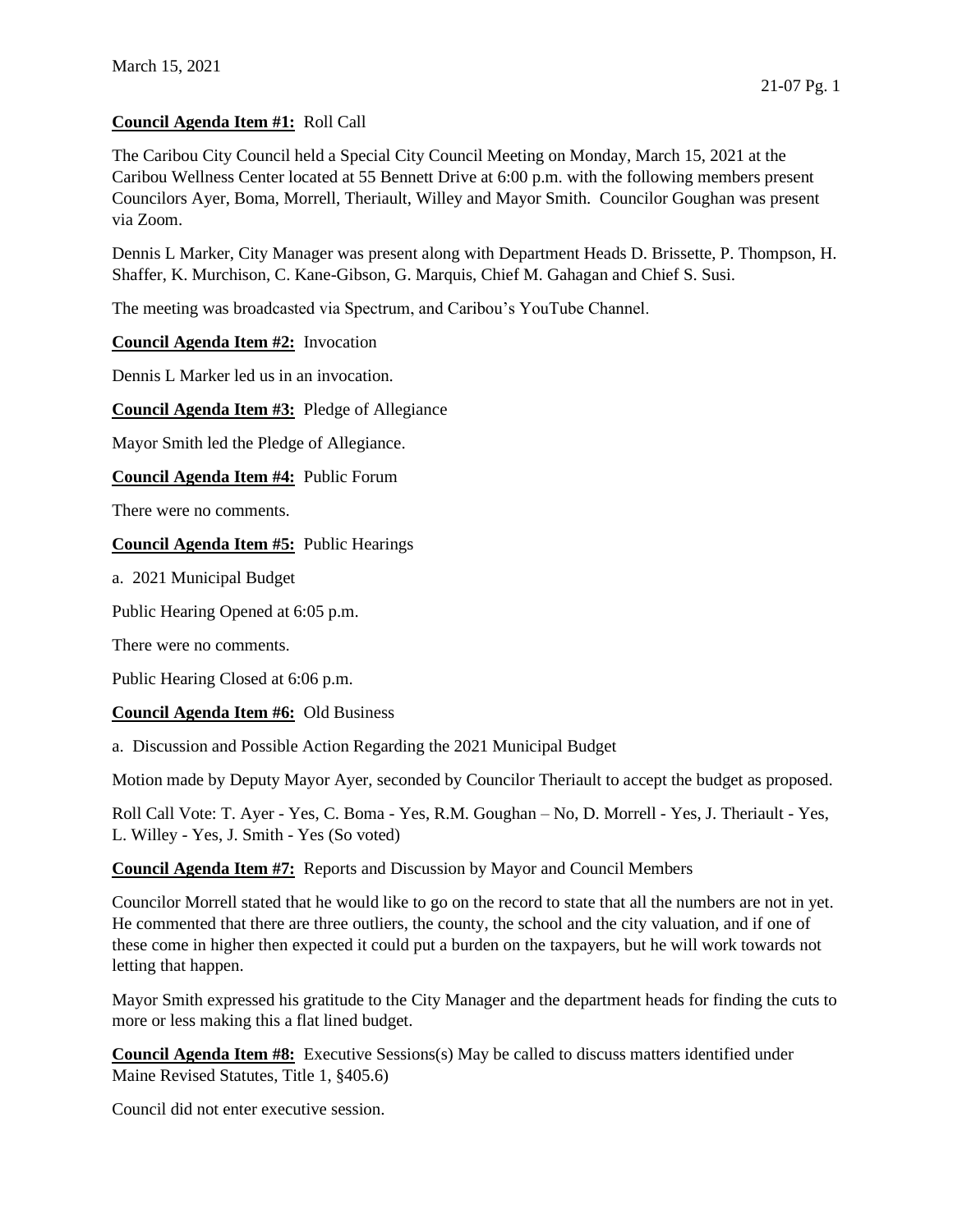March 15, 2021

**Council Agenda Item #1:** Roll Call

The Caribou City Council held a Special City Council Meeting on Monday, March 15, 2021 at the Caribou Wellness Center located at 55 Bennett Drive at 6:00 p.m. with the following members present Councilors Ayer, Boma, Morrell, Theriault, Willey and Mayor Smith. Councilor Goughan was present via Zoom.

Dennis L Marker, City Manager was present along with Department Heads D. Brissette, P. Thompson, H. Shaffer, K. Murchison, C. Kane-Gibson, G. Marquis, Chief M. Gahagan and Chief S. Susi.

The meeting was broadcasted via Spectrum, and Caribou's YouTube Channel.

**Council Agenda Item #2:** Invocation

Dennis L Marker led us in an invocation.

**Council Agenda Item #3:** Pledge of Allegiance

Mayor Smith led the Pledge of Allegiance.

**Council Agenda Item #4:** Public Forum

There were no comments.

**Council Agenda Item #5:** Public Hearings

a. 2021 Municipal Budget

Public Hearing Opened at 6:05 p.m.

There were no comments.

Public Hearing Closed at 6:06 p.m.

**Council Agenda Item #6:** Old Business

a. Discussion and Possible Action Regarding the 2021 Municipal Budget

Motion made by Deputy Mayor Ayer, seconded by Councilor Theriault to accept the budget as proposed.

Roll Call Vote: T. Ayer - Yes, C. Boma - Yes, R.M. Goughan – No, D. Morrell - Yes, J. Theriault - Yes, L. Willey - Yes, J. Smith - Yes (So voted)

**Council Agenda Item #7:** Reports and Discussion by Mayor and Council Members

Councilor Morrell stated that he would like to go on the record to state that all the numbers are not in yet. He commented that there are three outliers, the county, the school and the city valuation, and if one of these come in higher then expected it could put a burden on the taxpayers, but he will work towards not letting that happen.

Mayor Smith expressed his gratitude to the City Manager and the department heads for finding the cuts to more or less making this a flat lined budget.

**Council Agenda Item #8:** Executive Sessions(s) May be called to discuss matters identified under Maine Revised Statutes, Title 1, §405.6)

Council did not enter executive session.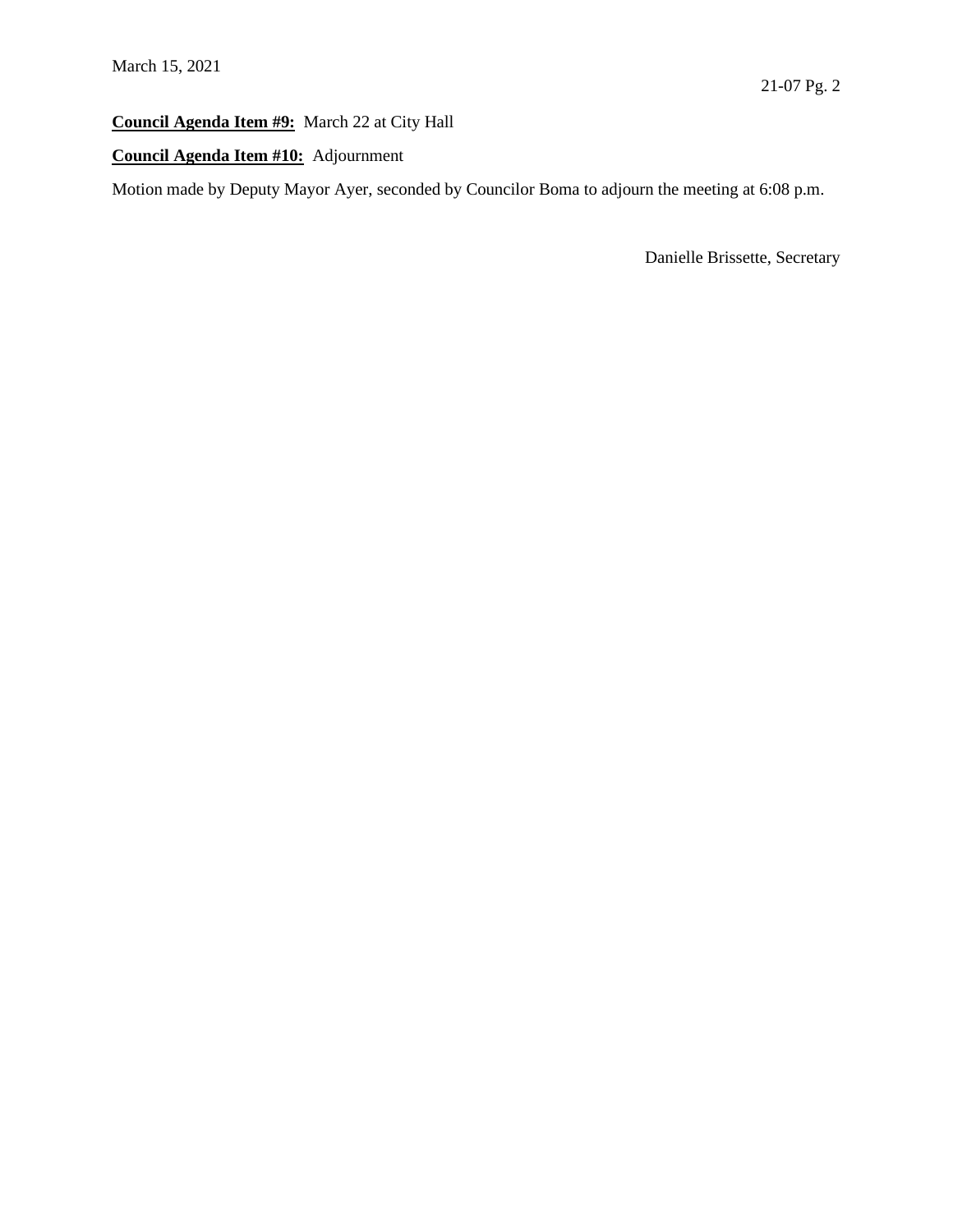**Council Agenda Item #9:** March 22 at City Hall

**Council Agenda Item #10:** Adjournment

Motion made by Deputy Mayor Ayer, seconded by Councilor Boma to adjourn the meeting at 6:08 p.m.

Danielle Brissette, Secretary